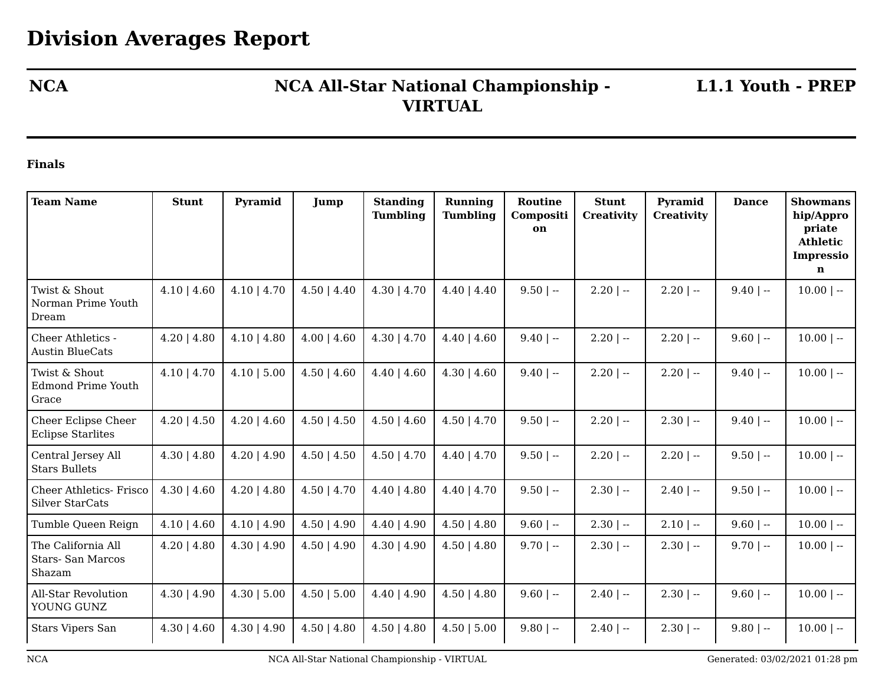# Division Averages Report

**NCA** | **NCA All-Star National Championship - VIRTUAL** | **L1.1 Youth - PREP**

**Finals**

| Team Name | Stunt | Pyramid | Jump | Standing Tumbling | Running Tumbling | Routine Composition | Stunt Creativity | Pyramid Creativity | Dance | Showmanship/Appropriate Athletic Impression |
|---|---|---|---|---|---|---|---|---|---|---|
| Twist & Shout Norman Prime Youth Dream | 4.10 \| 4.60 | 4.10 \| 4.70 | 4.50 \| 4.40 | 4.30 \| 4.70 | 4.40 \| 4.40 | 9.50 \| -- | 2.20 \| -- | 2.20 \| -- | 9.40 \| -- | 10.00 \| -- |
| Cheer Athletics - Austin BlueCats | 4.20 \| 4.80 | 4.10 \| 4.80 | 4.00 \| 4.60 | 4.30 \| 4.70 | 4.40 \| 4.60 | 9.40 \| -- | 2.20 \| -- | 2.20 \| -- | 9.60 \| -- | 10.00 \| -- |
| Twist & Shout Edmond Prime Youth Grace | 4.10 \| 4.70 | 4.10 \| 5.00 | 4.50 \| 4.60 | 4.40 \| 4.60 | 4.30 \| 4.60 | 9.40 \| -- | 2.20 \| -- | 2.20 \| -- | 9.40 \| -- | 10.00 \| -- |
| Cheer Eclipse Cheer Eclipse Starlites | 4.20 \| 4.50 | 4.20 \| 4.60 | 4.50 \| 4.50 | 4.50 \| 4.60 | 4.50 \| 4.70 | 9.50 \| -- | 2.20 \| -- | 2.30 \| -- | 9.40 \| -- | 10.00 \| -- |
| Central Jersey All Stars Bullets | 4.30 \| 4.80 | 4.20 \| 4.90 | 4.50 \| 4.50 | 4.50 \| 4.70 | 4.40 \| 4.70 | 9.50 \| -- | 2.20 \| -- | 2.20 \| -- | 9.50 \| -- | 10.00 \| -- |
| Cheer Athletics- Frisco Silver StarCats | 4.30 \| 4.60 | 4.20 \| 4.80 | 4.50 \| 4.70 | 4.40 \| 4.80 | 4.40 \| 4.70 | 9.50 \| -- | 2.30 \| -- | 2.40 \| -- | 9.50 \| -- | 10.00 \| -- |
| Tumble Queen Reign | 4.10 \| 4.60 | 4.10 \| 4.90 | 4.50 \| 4.90 | 4.40 \| 4.90 | 4.50 \| 4.80 | 9.60 \| -- | 2.30 \| -- | 2.10 \| -- | 9.60 \| -- | 10.00 \| -- |
| The California All Stars- San Marcos Shazam | 4.20 \| 4.80 | 4.30 \| 4.90 | 4.50 \| 4.90 | 4.30 \| 4.90 | 4.50 \| 4.80 | 9.70 \| -- | 2.30 \| -- | 2.30 \| -- | 9.70 \| -- | 10.00 \| -- |
| All-Star Revolution YOUNG GUNZ | 4.30 \| 4.90 | 4.30 \| 5.00 | 4.50 \| 5.00 | 4.40 \| 4.90 | 4.50 \| 4.80 | 9.60 \| -- | 2.40 \| -- | 2.30 \| -- | 9.60 \| -- | 10.00 \| -- |
| Stars Vipers San | 4.30 \| 4.60 | 4.30 \| 4.90 | 4.50 \| 4.80 | 4.50 \| 4.80 | 4.50 \| 5.00 | 9.80 \| -- | 2.40 \| -- | 2.30 \| -- | 9.80 \| -- | 10.00 \| -- |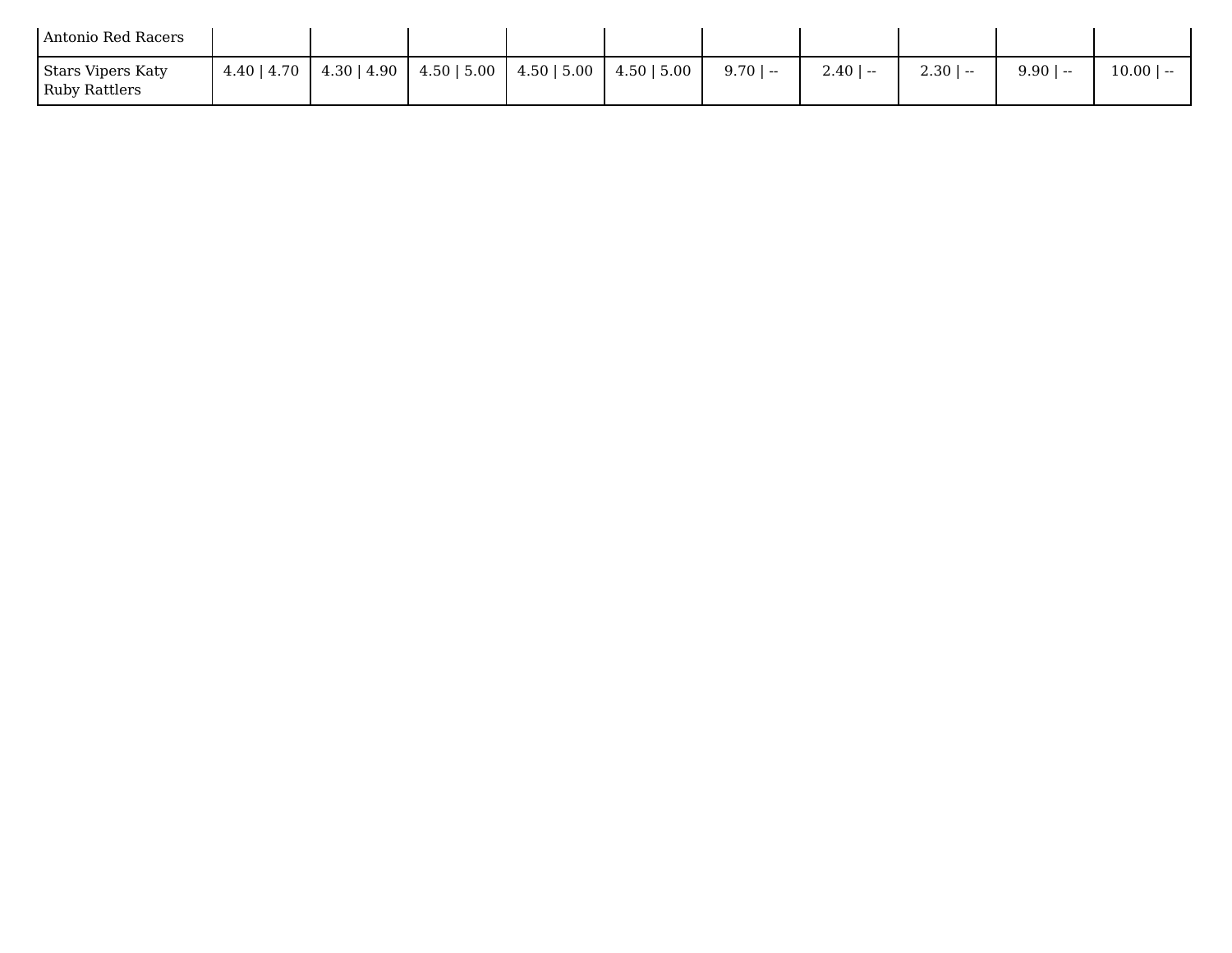| | | | | | | | | | | |
|---|---|---|---|---|---|---|---|---|---|---|
| Antonio Red Racers | | | | | | | | | | |
| Stars Vipers Katy Ruby Rattlers | 4.40 \| 4.70 | 4.30 \| 4.90 | 4.50 \| 5.00 | 4.50 \| 5.00 | 4.50 \| 5.00 | 9.70 \| -- | 2.40 \| -- | 2.30 \| -- | 9.90 \| -- | 10.00 \| -- |